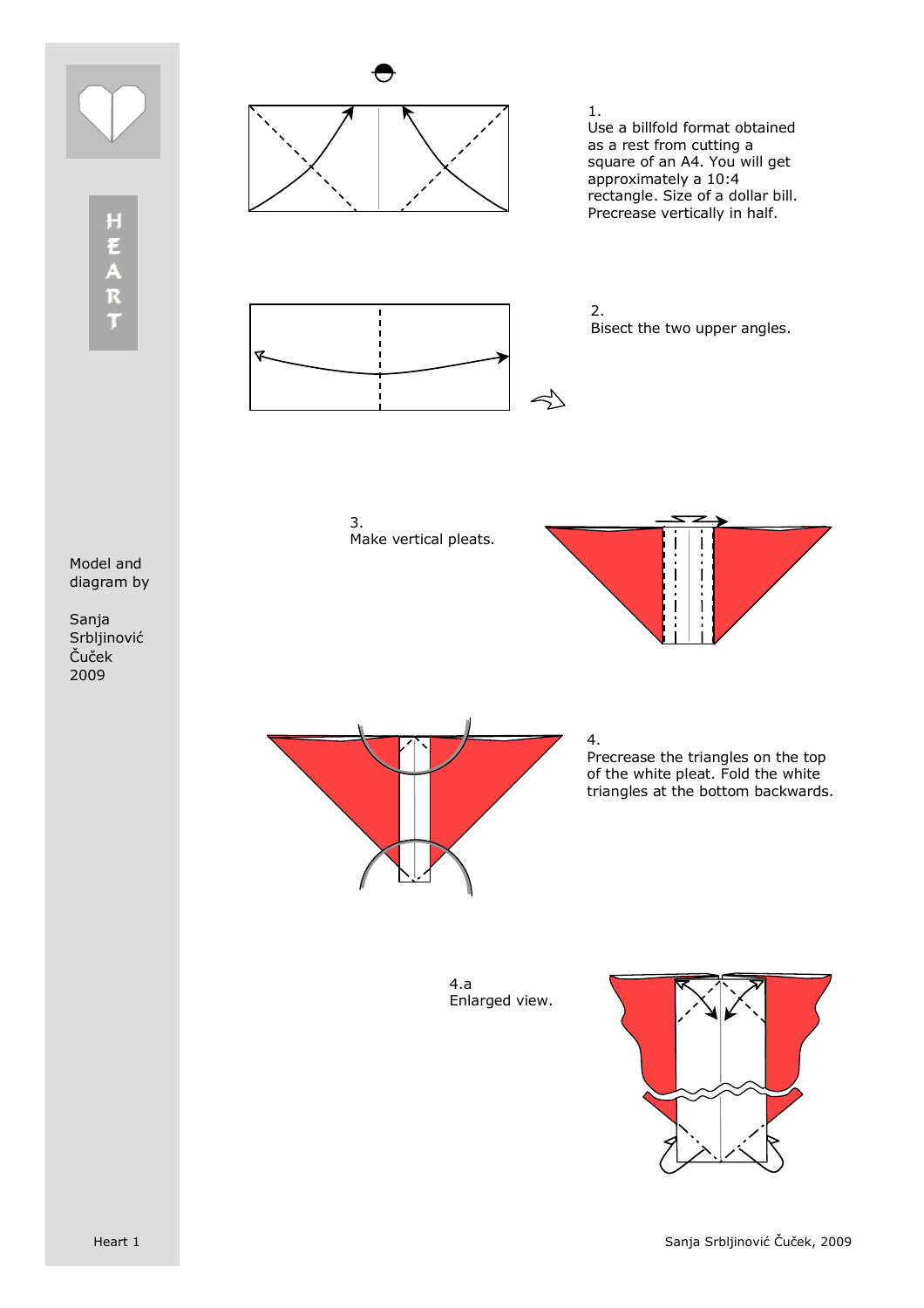# HEART

Model and diagram by

Sanja Srbljinović Čuček
2009

1.
Use a billfold format obtained as a rest from cutting a square of an A4. You will get approximately a 10:4 rectangle. Size of a dollar bill. Precrease vertically in half.

2.
Bisect the two upper angles.

3.
Make vertical pleats.

4.
Precrease the triangles on the top of the white pleat. Fold the white triangles at the bottom backwards.

4.a
Enlarged view.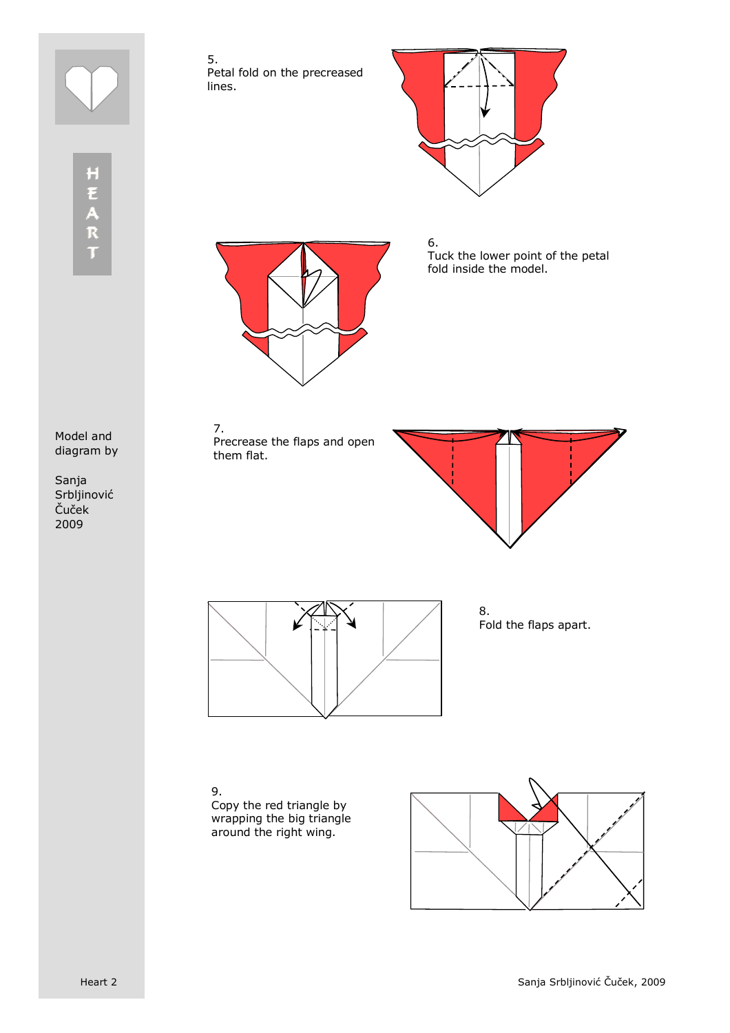HEART

Model and diagram by

Sanja Srbljinović Čuček 2009

5. Petal fold on the precreased lines.

6. Tuck the lower point of the petal fold inside the model.

7. Precrease the flaps and open them flat.

8. Fold the flaps apart.

9. Copy the red triangle by wrapping the big triangle around the right wing.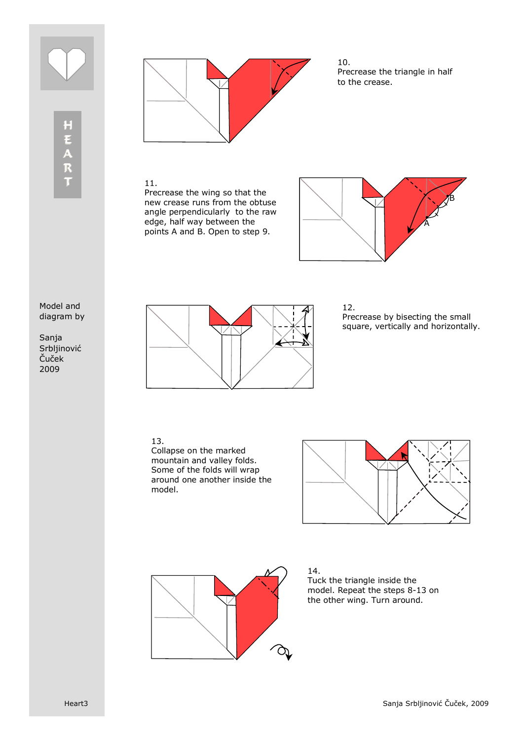10.
Precrease the triangle in half to the crease.

11.
Precrease the wing so that the new crease runs from the obtuse angle perpendicularly to the raw edge, half way between the points A and B. Open to step 9.

12.
Precrease by bisecting the small square, vertically and horizontally.

13.
Collapse on the marked mountain and valley folds. Some of the folds will wrap around one another inside the model.

14.
Tuck the triangle inside the model. Repeat the steps 8-13 on the other wing. Turn around.

Model and diagram by

Sanja Srbljinović Čuček 2009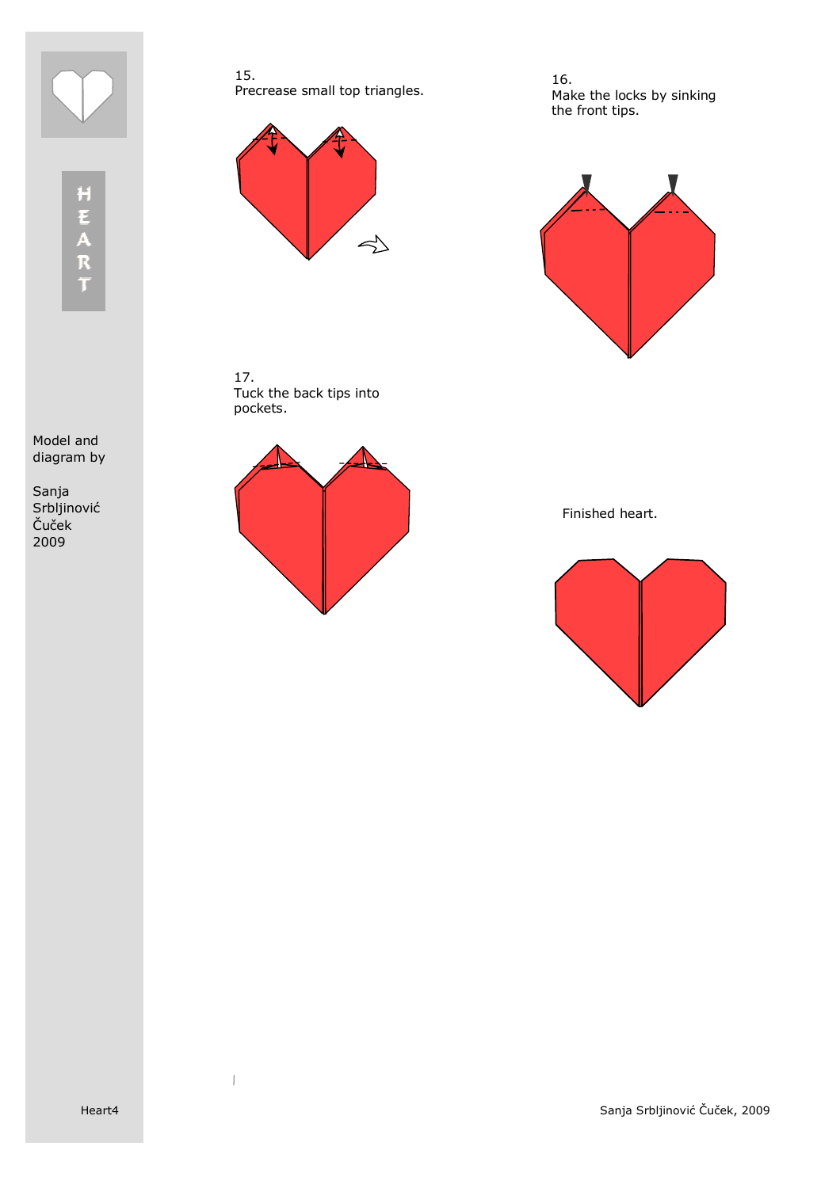H
E
A
R
T

Model and diagram by

Sanja Srbljinović Čuček 2009

15.
Precrease small top triangles.

16.
Make the locks by sinking the front tips.

17.
Tuck the back tips into pockets.

Finished heart.

Heart4

Sanja Srbljinović Čuček, 2009